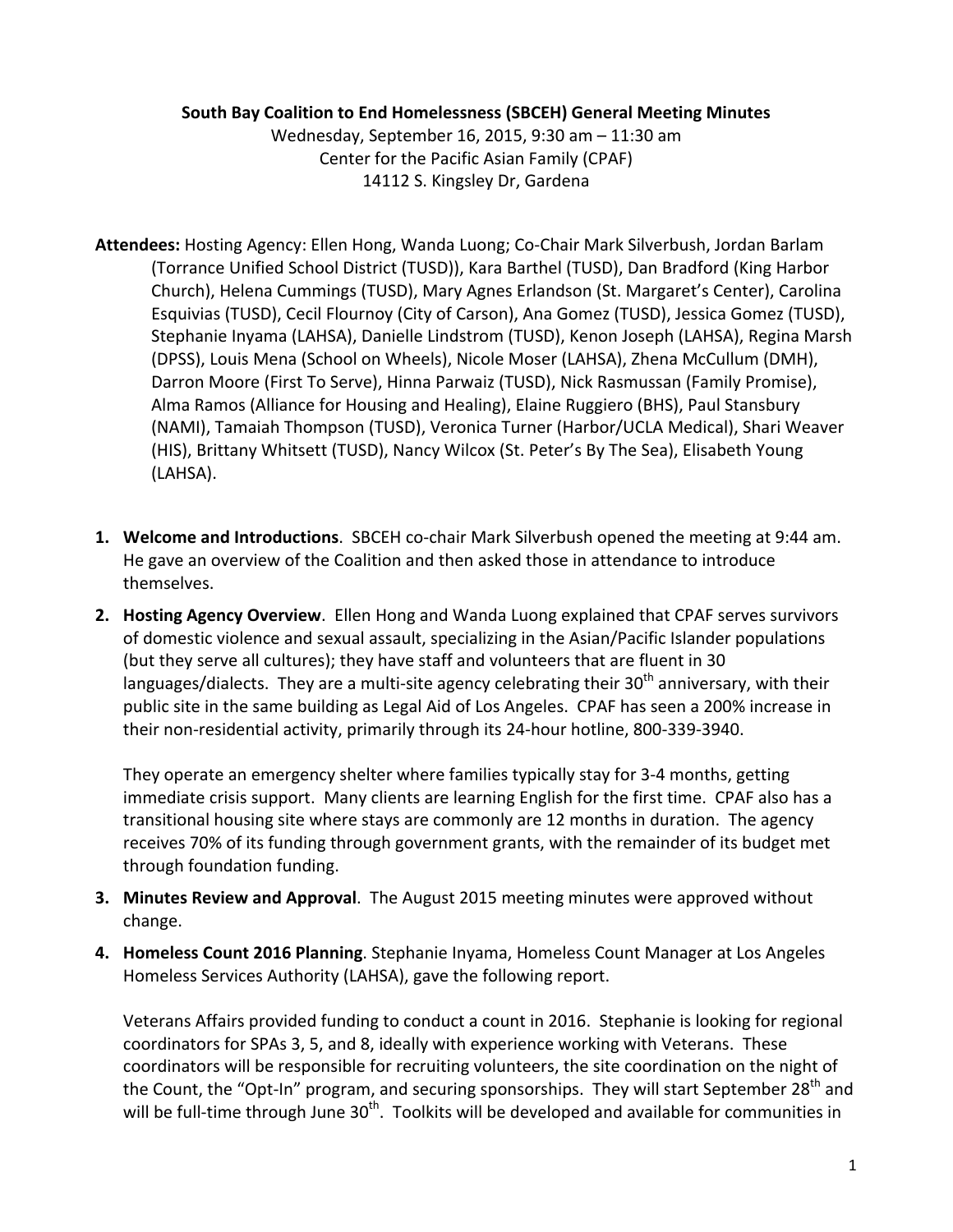**South Bay Coalition to End Homelessness (SBCEH) General Meeting Minutes**

Wednesday, September 16, 2015, 9:30 am – 11:30 am
Center for the Pacific Asian Family (CPAF)
14112 S. Kingsley Dr, Gardena

**Attendees:** Hosting Agency: Ellen Hong, Wanda Luong; Co-Chair Mark Silverbush, Jordan Barlam (Torrance Unified School District (TUSD)), Kara Barthel (TUSD), Dan Bradford (King Harbor Church), Helena Cummings (TUSD), Mary Agnes Erlandson (St. Margaret's Center), Carolina Esquivias (TUSD), Cecil Flournoy (City of Carson), Ana Gomez (TUSD), Jessica Gomez (TUSD), Stephanie Inyama (LAHSA), Danielle Lindstrom (TUSD), Kenon Joseph (LAHSA), Regina Marsh (DPSS), Louis Mena (School on Wheels), Nicole Moser (LAHSA), Zhena McCullum (DMH), Darron Moore (First To Serve), Hinna Parwaiz (TUSD), Nick Rasmussan (Family Promise), Alma Ramos (Alliance for Housing and Healing), Elaine Ruggiero (BHS), Paul Stansbury (NAMI), Tamaiah Thompson (TUSD), Veronica Turner (Harbor/UCLA Medical), Shari Weaver (HIS), Brittany Whitsett (TUSD), Nancy Wilcox (St. Peter's By The Sea), Elisabeth Young (LAHSA).

1. **Welcome and Introductions**. SBCEH co-chair Mark Silverbush opened the meeting at 9:44 am. He gave an overview of the Coalition and then asked those in attendance to introduce themselves.

2. **Hosting Agency Overview**. Ellen Hong and Wanda Luong explained that CPAF serves survivors of domestic violence and sexual assault, specializing in the Asian/Pacific Islander populations (but they serve all cultures); they have staff and volunteers that are fluent in 30 languages/dialects. They are a multi-site agency celebrating their 30th anniversary, with their public site in the same building as Legal Aid of Los Angeles. CPAF has seen a 200% increase in their non-residential activity, primarily through its 24-hour hotline, 800-339-3940.

   They operate an emergency shelter where families typically stay for 3-4 months, getting immediate crisis support. Many clients are learning English for the first time. CPAF also has a transitional housing site where stays are commonly are 12 months in duration. The agency receives 70% of its funding through government grants, with the remainder of its budget met through foundation funding.

3. **Minutes Review and Approval**. The August 2015 meeting minutes were approved without change.

4. **Homeless Count 2016 Planning**. Stephanie Inyama, Homeless Count Manager at Los Angeles Homeless Services Authority (LAHSA), gave the following report.

   Veterans Affairs provided funding to conduct a count in 2016. Stephanie is looking for regional coordinators for SPAs 3, 5, and 8, ideally with experience working with Veterans. These coordinators will be responsible for recruiting volunteers, the site coordination on the night of the Count, the "Opt-In" program, and securing sponsorships. They will start September 28th and will be full-time through June 30th. Toolkits will be developed and available for communities in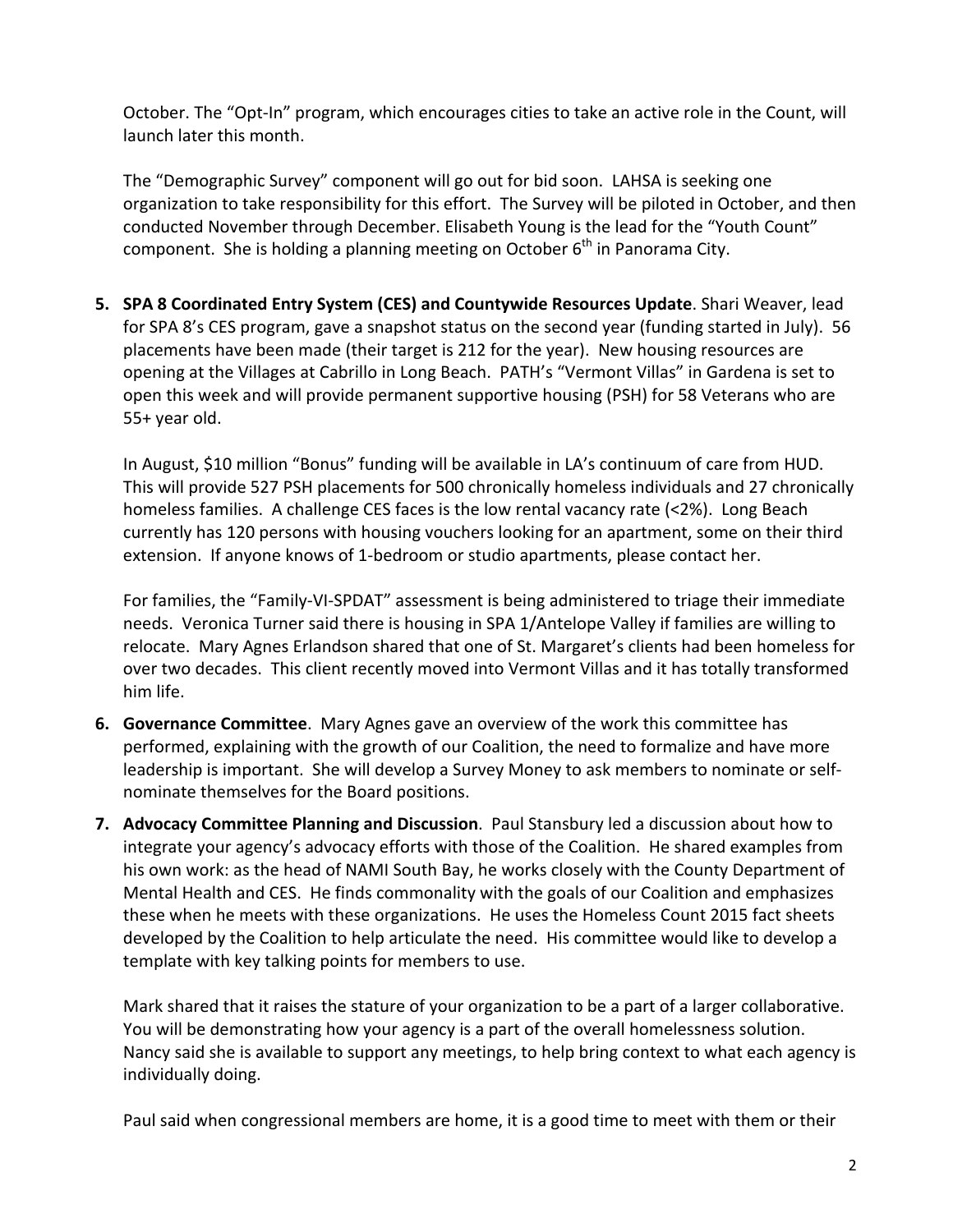October. The "Opt-In" program, which encourages cities to take an active role in the Count, will launch later this month.

The "Demographic Survey" component will go out for bid soon. LAHSA is seeking one organization to take responsibility for this effort. The Survey will be piloted in October, and then conducted November through December. Elisabeth Young is the lead for the "Youth Count" component. She is holding a planning meeting on October 6th in Panorama City.

5. **SPA 8 Coordinated Entry System (CES) and Countywide Resources Update**. Shari Weaver, lead for SPA 8's CES program, gave a snapshot status on the second year (funding started in July). 56 placements have been made (their target is 212 for the year). New housing resources are opening at the Villages at Cabrillo in Long Beach. PATH's "Vermont Villas" in Gardena is set to open this week and will provide permanent supportive housing (PSH) for 58 Veterans who are 55+ year old.

   In August, $10 million "Bonus" funding will be available in LA's continuum of care from HUD. This will provide 527 PSH placements for 500 chronically homeless individuals and 27 chronically homeless families. A challenge CES faces is the low rental vacancy rate (<2%). Long Beach currently has 120 persons with housing vouchers looking for an apartment, some on their third extension. If anyone knows of 1-bedroom or studio apartments, please contact her.

   For families, the "Family-VI-SPDAT" assessment is being administered to triage their immediate needs. Veronica Turner said there is housing in SPA 1/Antelope Valley if families are willing to relocate. Mary Agnes Erlandson shared that one of St. Margaret's clients had been homeless for over two decades. This client recently moved into Vermont Villas and it has totally transformed him life.

6. **Governance Committee**. Mary Agnes gave an overview of the work this committee has performed, explaining with the growth of our Coalition, the need to formalize and have more leadership is important. She will develop a Survey Money to ask members to nominate or self-nominate themselves for the Board positions.

7. **Advocacy Committee Planning and Discussion**. Paul Stansbury led a discussion about how to integrate your agency's advocacy efforts with those of the Coalition. He shared examples from his own work: as the head of NAMI South Bay, he works closely with the County Department of Mental Health and CES. He finds commonality with the goals of our Coalition and emphasizes these when he meets with these organizations. He uses the Homeless Count 2015 fact sheets developed by the Coalition to help articulate the need. His committee would like to develop a template with key talking points for members to use.

   Mark shared that it raises the stature of your organization to be a part of a larger collaborative. You will be demonstrating how your agency is a part of the overall homelessness solution. Nancy said she is available to support any meetings, to help bring context to what each agency is individually doing.

   Paul said when congressional members are home, it is a good time to meet with them or their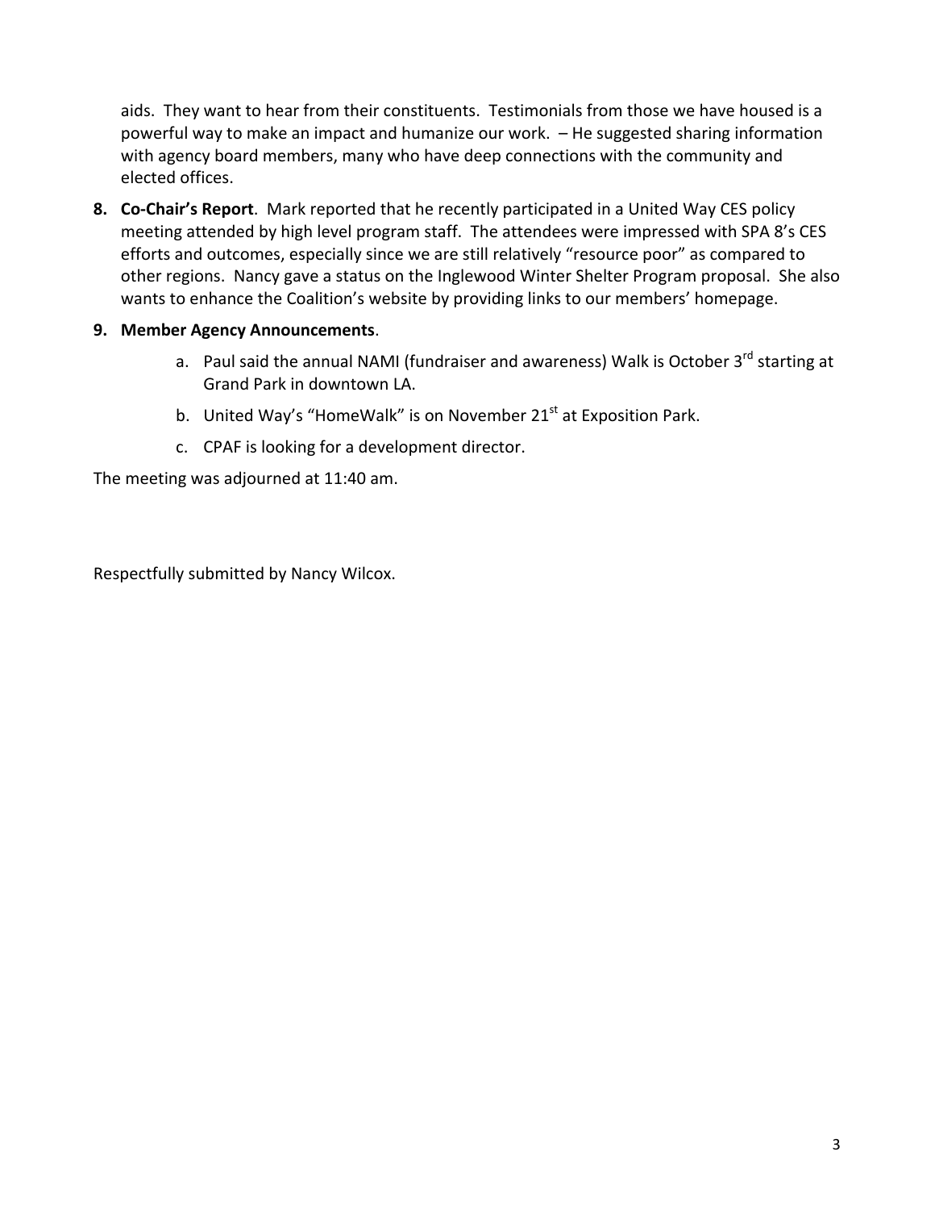aids. They want to hear from their constituents. Testimonials from those we have housed is a powerful way to make an impact and humanize our work. – He suggested sharing information with agency board members, many who have deep connections with the community and elected offices.

8. **Co-Chair's Report**. Mark reported that he recently participated in a United Way CES policy meeting attended by high level program staff. The attendees were impressed with SPA 8's CES efforts and outcomes, especially since we are still relatively "resource poor" as compared to other regions. Nancy gave a status on the Inglewood Winter Shelter Program proposal. She also wants to enhance the Coalition's website by providing links to our members' homepage.

9. **Member Agency Announcements**.
   a. Paul said the annual NAMI (fundraiser and awareness) Walk is October 3rd starting at Grand Park in downtown LA.
   b. United Way's "HomeWalk" is on November 21st at Exposition Park.
   c. CPAF is looking for a development director.

The meeting was adjourned at 11:40 am.

Respectfully submitted by Nancy Wilcox.